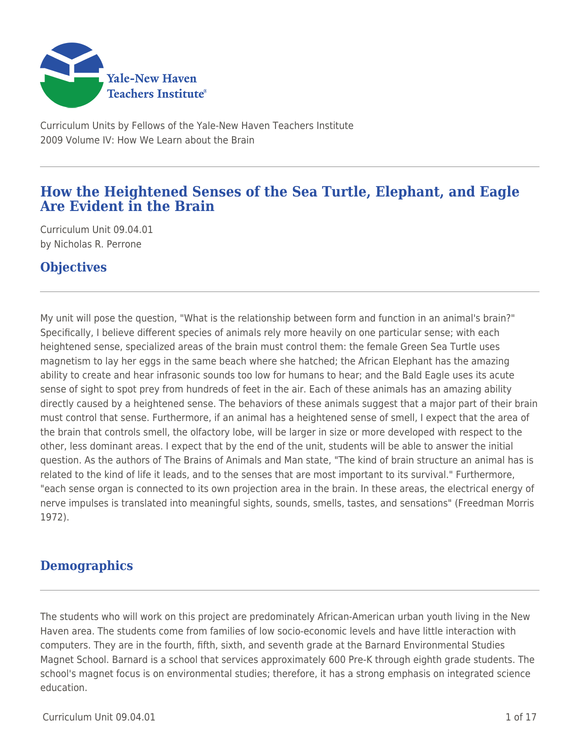Curriculum Units by Fellows of the Yale-New Haven Teachers Institute
2009 Volume IV: How We Learn about the Brain

# How the Heightened Senses of the Sea Turtle, Elephant, and Eagle Are Evident in the Brain

Curriculum Unit 09.04.01
by Nicholas R. Perrone

## Objectives

My unit will pose the question, "What is the relationship between form and function in an animal's brain?" Specifically, I believe different species of animals rely more heavily on one particular sense; with each heightened sense, specialized areas of the brain must control them: the female Green Sea Turtle uses magnetism to lay her eggs in the same beach where she hatched; the African Elephant has the amazing ability to create and hear infrasonic sounds too low for humans to hear; and the Bald Eagle uses its acute sense of sight to spot prey from hundreds of feet in the air. Each of these animals has an amazing ability directly caused by a heightened sense. The behaviors of these animals suggest that a major part of their brain must control that sense. Furthermore, if an animal has a heightened sense of smell, I expect that the area of the brain that controls smell, the olfactory lobe, will be larger in size or more developed with respect to the other, less dominant areas. I expect that by the end of the unit, students will be able to answer the initial question. As the authors of The Brains of Animals and Man state, "The kind of brain structure an animal has is related to the kind of life it leads, and to the senses that are most important to its survival." Furthermore, "each sense organ is connected to its own projection area in the brain. In these areas, the electrical energy of nerve impulses is translated into meaningful sights, sounds, smells, tastes, and sensations" (Freedman Morris 1972).

## Demographics

The students who will work on this project are predominately African-American urban youth living in the New Haven area. The students come from families of low socio-economic levels and have little interaction with computers. They are in the fourth, fifth, sixth, and seventh grade at the Barnard Environmental Studies Magnet School. Barnard is a school that services approximately 600 Pre-K through eighth grade students. The school's magnet focus is on environmental studies; therefore, it has a strong emphasis on integrated science education.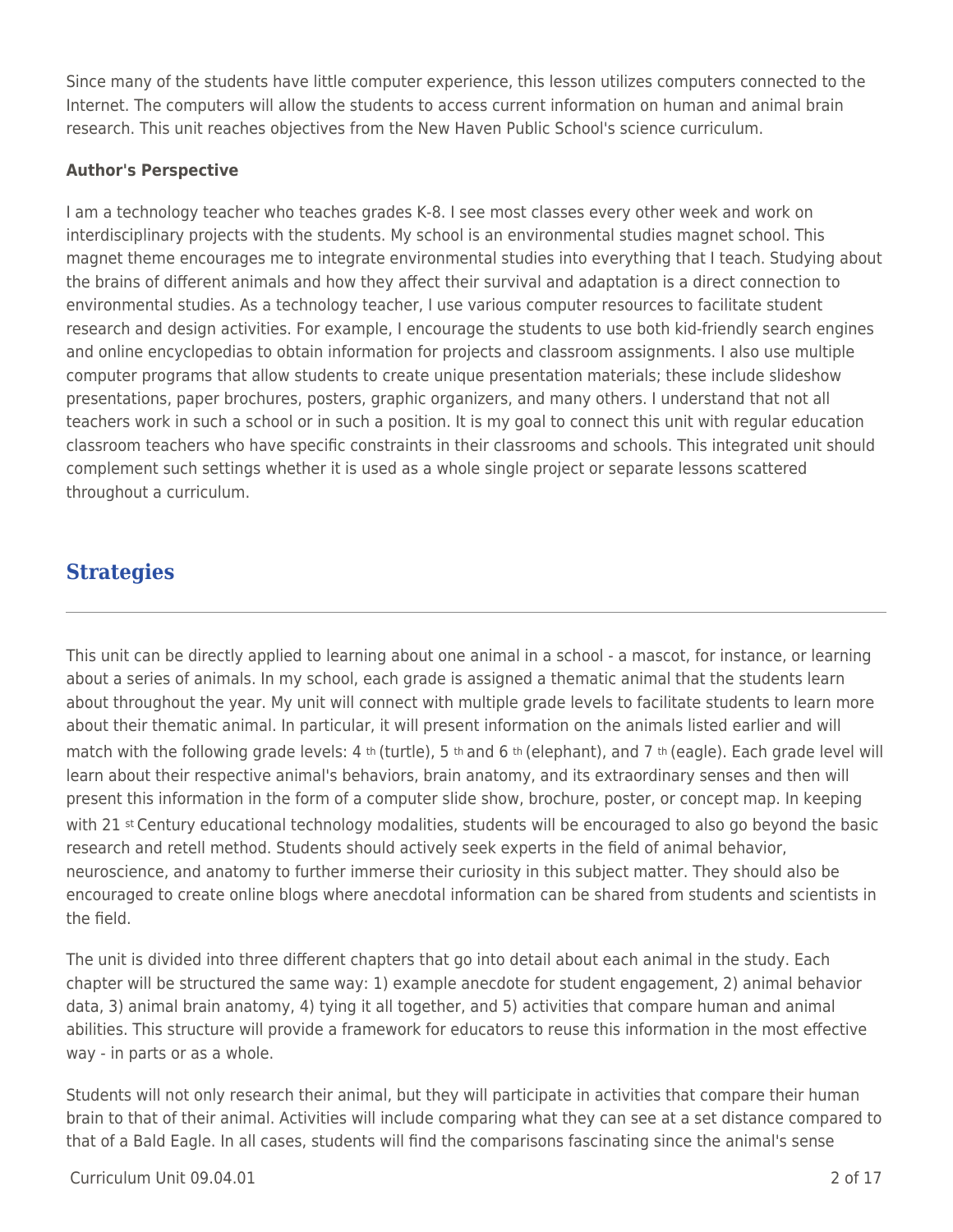Since many of the students have little computer experience, this lesson utilizes computers connected to the Internet. The computers will allow the students to access current information on human and animal brain research. This unit reaches objectives from the New Haven Public School's science curriculum.

**Author's Perspective**

I am a technology teacher who teaches grades K-8. I see most classes every other week and work on interdisciplinary projects with the students. My school is an environmental studies magnet school. This magnet theme encourages me to integrate environmental studies into everything that I teach. Studying about the brains of different animals and how they affect their survival and adaptation is a direct connection to environmental studies. As a technology teacher, I use various computer resources to facilitate student research and design activities. For example, I encourage the students to use both kid-friendly search engines and online encyclopedias to obtain information for projects and classroom assignments. I also use multiple computer programs that allow students to create unique presentation materials; these include slideshow presentations, paper brochures, posters, graphic organizers, and many others. I understand that not all teachers work in such a school or in such a position. It is my goal to connect this unit with regular education classroom teachers who have specific constraints in their classrooms and schools. This integrated unit should complement such settings whether it is used as a whole single project or separate lessons scattered throughout a curriculum.

## Strategies

This unit can be directly applied to learning about one animal in a school - a mascot, for instance, or learning about a series of animals. In my school, each grade is assigned a thematic animal that the students learn about throughout the year. My unit will connect with multiple grade levels to facilitate students to learn more about their thematic animal. In particular, it will present information on the animals listed earlier and will match with the following grade levels: 4th (turtle), 5th and 6th (elephant), and 7th (eagle). Each grade level will learn about their respective animal's behaviors, brain anatomy, and its extraordinary senses and then will present this information in the form of a computer slide show, brochure, poster, or concept map. In keeping with 21st Century educational technology modalities, students will be encouraged to also go beyond the basic research and retell method. Students should actively seek experts in the field of animal behavior, neuroscience, and anatomy to further immerse their curiosity in this subject matter. They should also be encouraged to create online blogs where anecdotal information can be shared from students and scientists in the field.

The unit is divided into three different chapters that go into detail about each animal in the study. Each chapter will be structured the same way: 1) example anecdote for student engagement, 2) animal behavior data, 3) animal brain anatomy, 4) tying it all together, and 5) activities that compare human and animal abilities. This structure will provide a framework for educators to reuse this information in the most effective way - in parts or as a whole.

Students will not only research their animal, but they will participate in activities that compare their human brain to that of their animal. Activities will include comparing what they can see at a set distance compared to that of a Bald Eagle. In all cases, students will find the comparisons fascinating since the animal's sense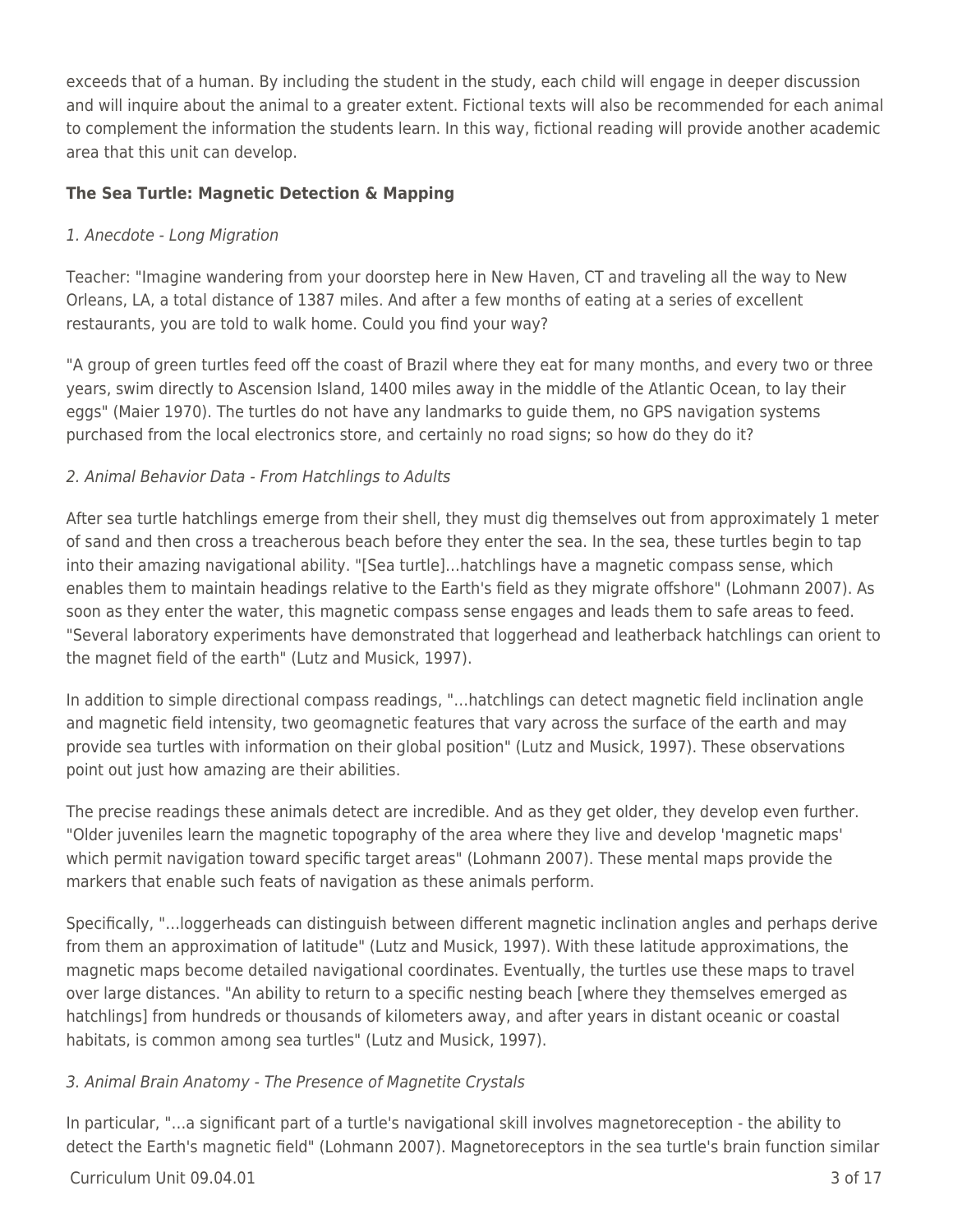exceeds that of a human. By including the student in the study, each child will engage in deeper discussion and will inquire about the animal to a greater extent. Fictional texts will also be recommended for each animal to complement the information the students learn. In this way, fictional reading will provide another academic area that this unit can develop.

**The Sea Turtle: Magnetic Detection & Mapping**

*1. Anecdote - Long Migration*

Teacher: "Imagine wandering from your doorstep here in New Haven, CT and traveling all the way to New Orleans, LA, a total distance of 1387 miles. And after a few months of eating at a series of excellent restaurants, you are told to walk home. Could you find your way?

"A group of green turtles feed off the coast of Brazil where they eat for many months, and every two or three years, swim directly to Ascension Island, 1400 miles away in the middle of the Atlantic Ocean, to lay their eggs" (Maier 1970). The turtles do not have any landmarks to guide them, no GPS navigation systems purchased from the local electronics store, and certainly no road signs; so how do they do it?

*2. Animal Behavior Data - From Hatchlings to Adults*

After sea turtle hatchlings emerge from their shell, they must dig themselves out from approximately 1 meter of sand and then cross a treacherous beach before they enter the sea. In the sea, these turtles begin to tap into their amazing navigational ability. "[Sea turtle]...hatchlings have a magnetic compass sense, which enables them to maintain headings relative to the Earth's field as they migrate offshore" (Lohmann 2007). As soon as they enter the water, this magnetic compass sense engages and leads them to safe areas to feed. "Several laboratory experiments have demonstrated that loggerhead and leatherback hatchlings can orient to the magnet field of the earth" (Lutz and Musick, 1997).

In addition to simple directional compass readings, "...hatchlings can detect magnetic field inclination angle and magnetic field intensity, two geomagnetic features that vary across the surface of the earth and may provide sea turtles with information on their global position" (Lutz and Musick, 1997). These observations point out just how amazing are their abilities.

The precise readings these animals detect are incredible. And as they get older, they develop even further. "Older juveniles learn the magnetic topography of the area where they live and develop 'magnetic maps' which permit navigation toward specific target areas" (Lohmann 2007). These mental maps provide the markers that enable such feats of navigation as these animals perform.

Specifically, "...loggerheads can distinguish between different magnetic inclination angles and perhaps derive from them an approximation of latitude" (Lutz and Musick, 1997). With these latitude approximations, the magnetic maps become detailed navigational coordinates. Eventually, the turtles use these maps to travel over large distances. "An ability to return to a specific nesting beach [where they themselves emerged as hatchlings] from hundreds or thousands of kilometers away, and after years in distant oceanic or coastal habitats, is common among sea turtles" (Lutz and Musick, 1997).

*3. Animal Brain Anatomy - The Presence of Magnetite Crystals*

In particular, "...a significant part of a turtle's navigational skill involves magnetoreception - the ability to detect the Earth's magnetic field" (Lohmann 2007). Magnetoreceptors in the sea turtle's brain function similar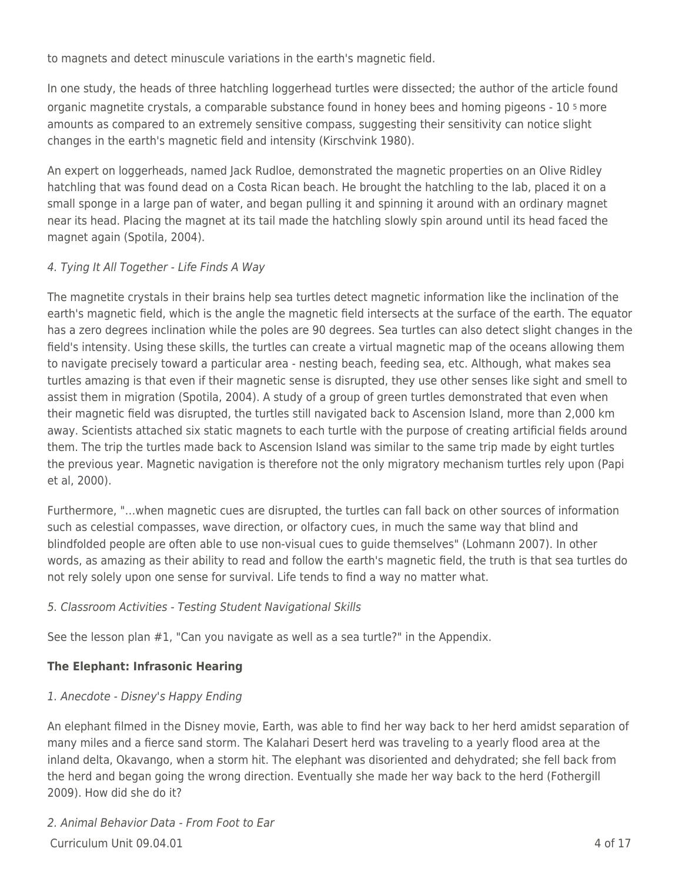to magnets and detect minuscule variations in the earth's magnetic field.

In one study, the heads of three hatchling loggerhead turtles were dissected; the author of the article found organic magnetite crystals, a comparable substance found in honey bees and homing pigeons - $10^5$ more amounts as compared to an extremely sensitive compass, suggesting their sensitivity can notice slight changes in the earth's magnetic field and intensity (Kirschvink 1980).

An expert on loggerheads, named Jack Rudloe, demonstrated the magnetic properties on an Olive Ridley hatchling that was found dead on a Costa Rican beach. He brought the hatchling to the lab, placed it on a small sponge in a large pan of water, and began pulling it and spinning it around with an ordinary magnet near its head. Placing the magnet at its tail made the hatchling slowly spin around until its head faced the magnet again (Spotila, 2004).

*4. Tying It All Together - Life Finds A Way*

The magnetite crystals in their brains help sea turtles detect magnetic information like the inclination of the earth's magnetic field, which is the angle the magnetic field intersects at the surface of the earth. The equator has a zero degrees inclination while the poles are 90 degrees. Sea turtles can also detect slight changes in the field's intensity. Using these skills, the turtles can create a virtual magnetic map of the oceans allowing them to navigate precisely toward a particular area - nesting beach, feeding sea, etc. Although, what makes sea turtles amazing is that even if their magnetic sense is disrupted, they use other senses like sight and smell to assist them in migration (Spotila, 2004). A study of a group of green turtles demonstrated that even when their magnetic field was disrupted, the turtles still navigated back to Ascension Island, more than 2,000 km away. Scientists attached six static magnets to each turtle with the purpose of creating artificial fields around them. The trip the turtles made back to Ascension Island was similar to the same trip made by eight turtles the previous year. Magnetic navigation is therefore not the only migratory mechanism turtles rely upon (Papi et al, 2000).

Furthermore, "...when magnetic cues are disrupted, the turtles can fall back on other sources of information such as celestial compasses, wave direction, or olfactory cues, in much the same way that blind and blindfolded people are often able to use non-visual cues to guide themselves" (Lohmann 2007). In other words, as amazing as their ability to read and follow the earth's magnetic field, the truth is that sea turtles do not rely solely upon one sense for survival. Life tends to find a way no matter what.

*5. Classroom Activities - Testing Student Navigational Skills*

See the lesson plan #1, "Can you navigate as well as a sea turtle?" in the Appendix.

**The Elephant: Infrasonic Hearing**

*1. Anecdote - Disney's Happy Ending*

An elephant filmed in the Disney movie, Earth, was able to find her way back to her herd amidst separation of many miles and a fierce sand storm. The Kalahari Desert herd was traveling to a yearly flood area at the inland delta, Okavango, when a storm hit. The elephant was disoriented and dehydrated; she fell back from the herd and began going the wrong direction. Eventually she made her way back to the herd (Fothergill 2009). How did she do it?

*2. Animal Behavior Data - From Foot to Ear*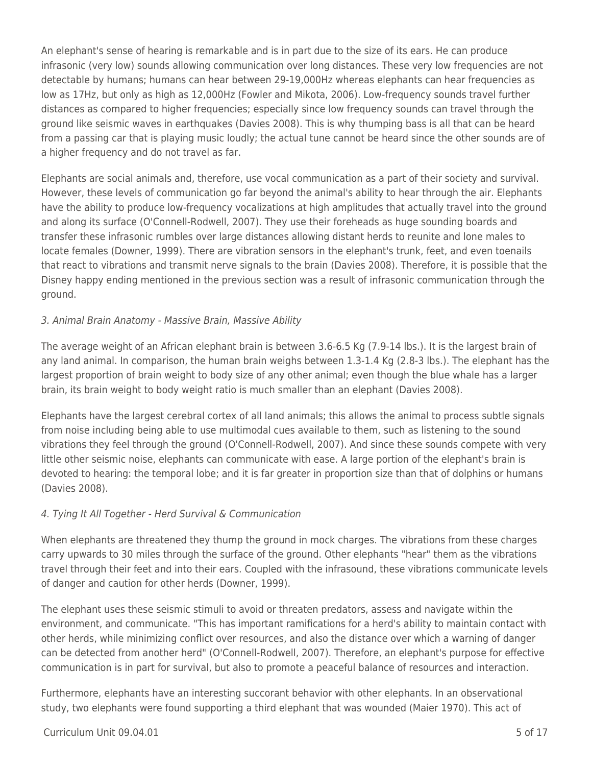An elephant's sense of hearing is remarkable and is in part due to the size of its ears. He can produce infrasonic (very low) sounds allowing communication over long distances. These very low frequencies are not detectable by humans; humans can hear between 29-19,000Hz whereas elephants can hear frequencies as low as 17Hz, but only as high as 12,000Hz (Fowler and Mikota, 2006). Low-frequency sounds travel further distances as compared to higher frequencies; especially since low frequency sounds can travel through the ground like seismic waves in earthquakes (Davies 2008). This is why thumping bass is all that can be heard from a passing car that is playing music loudly; the actual tune cannot be heard since the other sounds are of a higher frequency and do not travel as far.

Elephants are social animals and, therefore, use vocal communication as a part of their society and survival. However, these levels of communication go far beyond the animal's ability to hear through the air. Elephants have the ability to produce low-frequency vocalizations at high amplitudes that actually travel into the ground and along its surface (O'Connell-Rodwell, 2007). They use their foreheads as huge sounding boards and transfer these infrasonic rumbles over large distances allowing distant herds to reunite and lone males to locate females (Downer, 1999). There are vibration sensors in the elephant's trunk, feet, and even toenails that react to vibrations and transmit nerve signals to the brain (Davies 2008). Therefore, it is possible that the Disney happy ending mentioned in the previous section was a result of infrasonic communication through the ground.

*3. Animal Brain Anatomy - Massive Brain, Massive Ability*

The average weight of an African elephant brain is between 3.6-6.5 Kg (7.9-14 lbs.). It is the largest brain of any land animal. In comparison, the human brain weighs between 1.3-1.4 Kg (2.8-3 lbs.). The elephant has the largest proportion of brain weight to body size of any other animal; even though the blue whale has a larger brain, its brain weight to body weight ratio is much smaller than an elephant (Davies 2008).

Elephants have the largest cerebral cortex of all land animals; this allows the animal to process subtle signals from noise including being able to use multimodal cues available to them, such as listening to the sound vibrations they feel through the ground (O'Connell-Rodwell, 2007). And since these sounds compete with very little other seismic noise, elephants can communicate with ease. A large portion of the elephant's brain is devoted to hearing: the temporal lobe; and it is far greater in proportion size than that of dolphins or humans (Davies 2008).

*4. Tying It All Together - Herd Survival & Communication*

When elephants are threatened they thump the ground in mock charges. The vibrations from these charges carry upwards to 30 miles through the surface of the ground. Other elephants "hear" them as the vibrations travel through their feet and into their ears. Coupled with the infrasound, these vibrations communicate levels of danger and caution for other herds (Downer, 1999).

The elephant uses these seismic stimuli to avoid or threaten predators, assess and navigate within the environment, and communicate. "This has important ramifications for a herd's ability to maintain contact with other herds, while minimizing conflict over resources, and also the distance over which a warning of danger can be detected from another herd" (O'Connell-Rodwell, 2007). Therefore, an elephant's purpose for effective communication is in part for survival, but also to promote a peaceful balance of resources and interaction.

Furthermore, elephants have an interesting succorant behavior with other elephants. In an observational study, two elephants were found supporting a third elephant that was wounded (Maier 1970). This act of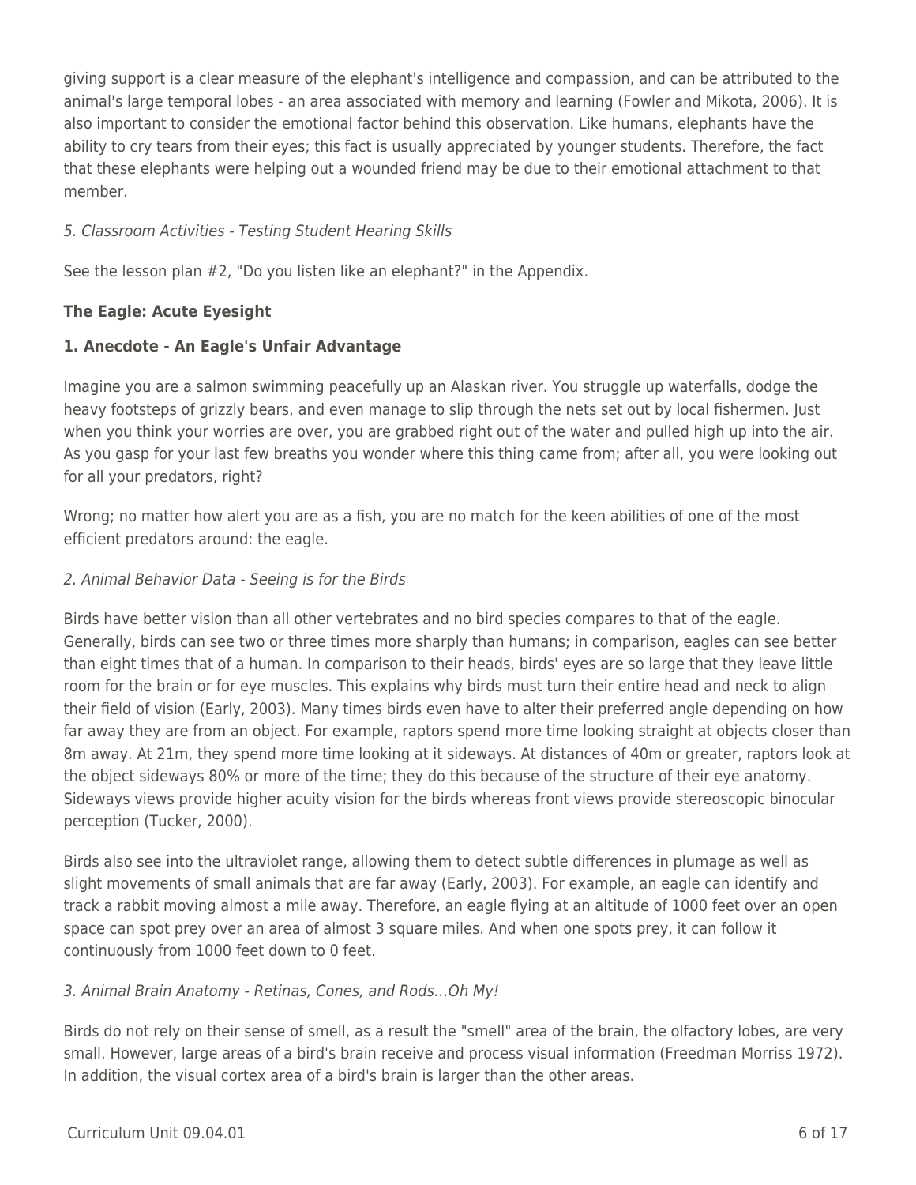giving support is a clear measure of the elephant's intelligence and compassion, and can be attributed to the animal's large temporal lobes - an area associated with memory and learning (Fowler and Mikota, 2006). It is also important to consider the emotional factor behind this observation. Like humans, elephants have the ability to cry tears from their eyes; this fact is usually appreciated by younger students. Therefore, the fact that these elephants were helping out a wounded friend may be due to their emotional attachment to that member.

*5. Classroom Activities - Testing Student Hearing Skills*

See the lesson plan #2, "Do you listen like an elephant?" in the Appendix.

**The Eagle: Acute Eyesight**

**1. Anecdote - An Eagle's Unfair Advantage**

Imagine you are a salmon swimming peacefully up an Alaskan river. You struggle up waterfalls, dodge the heavy footsteps of grizzly bears, and even manage to slip through the nets set out by local fishermen. Just when you think your worries are over, you are grabbed right out of the water and pulled high up into the air. As you gasp for your last few breaths you wonder where this thing came from; after all, you were looking out for all your predators, right?

Wrong; no matter how alert you are as a fish, you are no match for the keen abilities of one of the most efficient predators around: the eagle.

*2. Animal Behavior Data - Seeing is for the Birds*

Birds have better vision than all other vertebrates and no bird species compares to that of the eagle. Generally, birds can see two or three times more sharply than humans; in comparison, eagles can see better than eight times that of a human. In comparison to their heads, birds' eyes are so large that they leave little room for the brain or for eye muscles. This explains why birds must turn their entire head and neck to align their field of vision (Early, 2003). Many times birds even have to alter their preferred angle depending on how far away they are from an object. For example, raptors spend more time looking straight at objects closer than 8m away. At 21m, they spend more time looking at it sideways. At distances of 40m or greater, raptors look at the object sideways 80% or more of the time; they do this because of the structure of their eye anatomy. Sideways views provide higher acuity vision for the birds whereas front views provide stereoscopic binocular perception (Tucker, 2000).

Birds also see into the ultraviolet range, allowing them to detect subtle differences in plumage as well as slight movements of small animals that are far away (Early, 2003). For example, an eagle can identify and track a rabbit moving almost a mile away. Therefore, an eagle flying at an altitude of 1000 feet over an open space can spot prey over an area of almost 3 square miles. And when one spots prey, it can follow it continuously from 1000 feet down to 0 feet.

*3. Animal Brain Anatomy - Retinas, Cones, and Rods...Oh My!*

Birds do not rely on their sense of smell, as a result the "smell" area of the brain, the olfactory lobes, are very small. However, large areas of a bird's brain receive and process visual information (Freedman Morriss 1972). In addition, the visual cortex area of a bird's brain is larger than the other areas.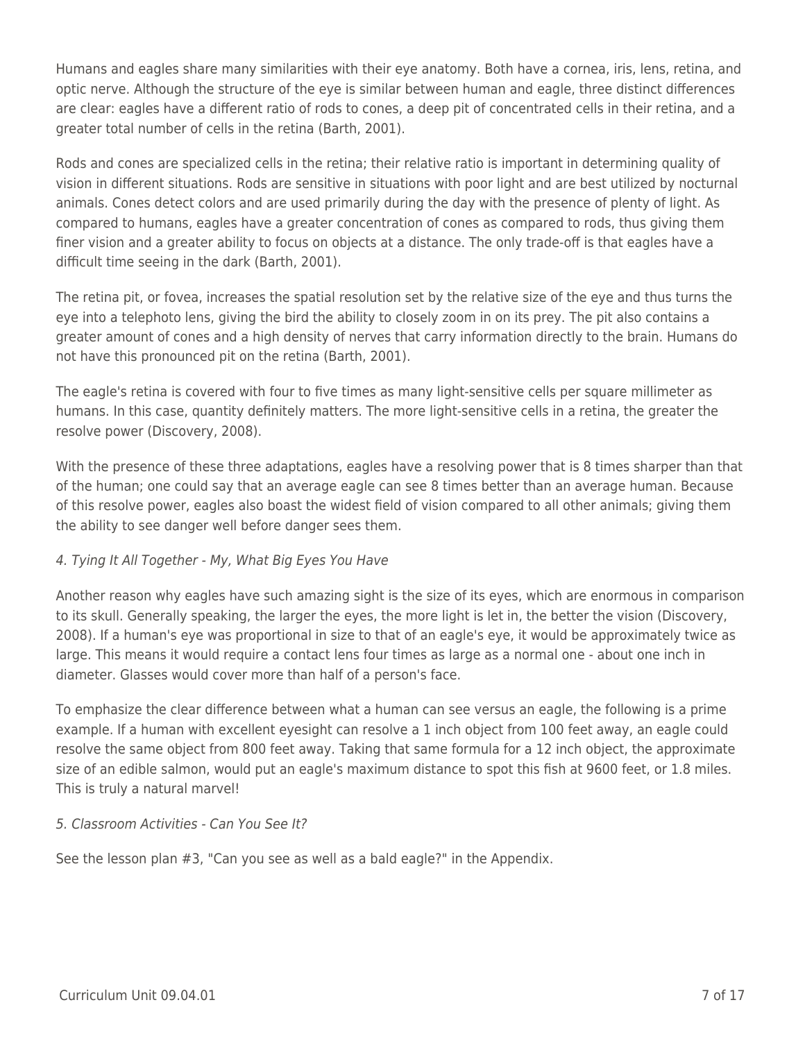Humans and eagles share many similarities with their eye anatomy. Both have a cornea, iris, lens, retina, and optic nerve. Although the structure of the eye is similar between human and eagle, three distinct differences are clear: eagles have a different ratio of rods to cones, a deep pit of concentrated cells in their retina, and a greater total number of cells in the retina (Barth, 2001).

Rods and cones are specialized cells in the retina; their relative ratio is important in determining quality of vision in different situations. Rods are sensitive in situations with poor light and are best utilized by nocturnal animals. Cones detect colors and are used primarily during the day with the presence of plenty of light. As compared to humans, eagles have a greater concentration of cones as compared to rods, thus giving them finer vision and a greater ability to focus on objects at a distance. The only trade-off is that eagles have a difficult time seeing in the dark (Barth, 2001).

The retina pit, or fovea, increases the spatial resolution set by the relative size of the eye and thus turns the eye into a telephoto lens, giving the bird the ability to closely zoom in on its prey. The pit also contains a greater amount of cones and a high density of nerves that carry information directly to the brain. Humans do not have this pronounced pit on the retina (Barth, 2001).

The eagle's retina is covered with four to five times as many light-sensitive cells per square millimeter as humans. In this case, quantity definitely matters. The more light-sensitive cells in a retina, the greater the resolve power (Discovery, 2008).

With the presence of these three adaptations, eagles have a resolving power that is 8 times sharper than that of the human; one could say that an average eagle can see 8 times better than an average human. Because of this resolve power, eagles also boast the widest field of vision compared to all other animals; giving them the ability to see danger well before danger sees them.

### *4. Tying It All Together - My, What Big Eyes You Have*

Another reason why eagles have such amazing sight is the size of its eyes, which are enormous in comparison to its skull. Generally speaking, the larger the eyes, the more light is let in, the better the vision (Discovery, 2008). If a human's eye was proportional in size to that of an eagle's eye, it would be approximately twice as large. This means it would require a contact lens four times as large as a normal one - about one inch in diameter. Glasses would cover more than half of a person's face.

To emphasize the clear difference between what a human can see versus an eagle, the following is a prime example. If a human with excellent eyesight can resolve a 1 inch object from 100 feet away, an eagle could resolve the same object from 800 feet away. Taking that same formula for a 12 inch object, the approximate size of an edible salmon, would put an eagle's maximum distance to spot this fish at 9600 feet, or 1.8 miles. This is truly a natural marvel!

### *5. Classroom Activities - Can You See It?*

See the lesson plan #3, "Can you see as well as a bald eagle?" in the Appendix.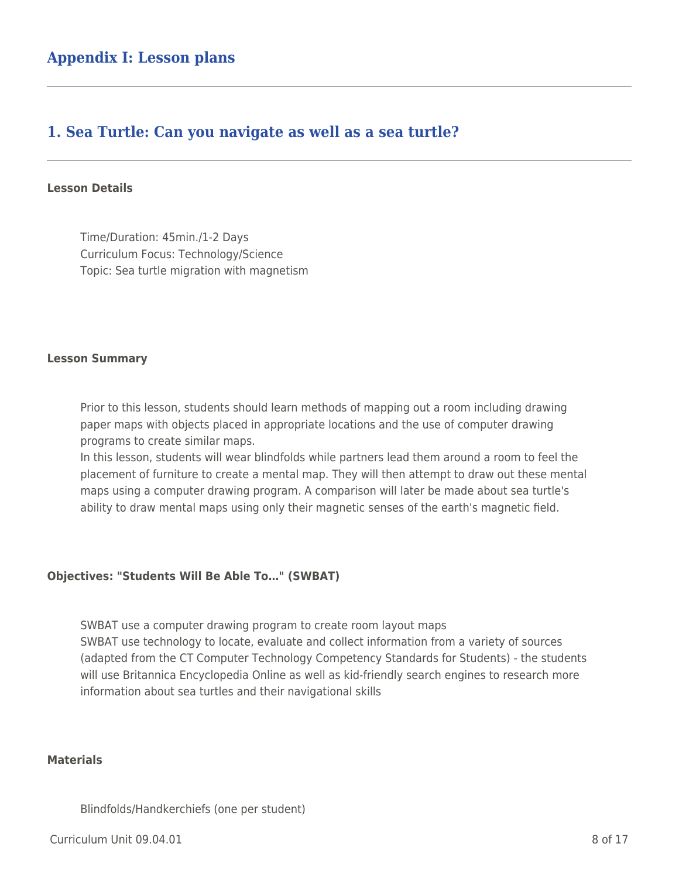## Appendix I: Lesson plans

### 1. Sea Turtle: Can you navigate as well as a sea turtle?

**Lesson Details**

Time/Duration: 45min./1-2 Days
Curriculum Focus: Technology/Science
Topic: Sea turtle migration with magnetism

**Lesson Summary**

Prior to this lesson, students should learn methods of mapping out a room including drawing paper maps with objects placed in appropriate locations and the use of computer drawing programs to create similar maps.
In this lesson, students will wear blindfolds while partners lead them around a room to feel the placement of furniture to create a mental map. They will then attempt to draw out these mental maps using a computer drawing program. A comparison will later be made about sea turtle's ability to draw mental maps using only their magnetic senses of the earth's magnetic field.

**Objectives: "Students Will Be Able To…" (SWBAT)**

SWBAT use a computer drawing program to create room layout maps
SWBAT use technology to locate, evaluate and collect information from a variety of sources (adapted from the CT Computer Technology Competency Standards for Students) - the students will use Britannica Encyclopedia Online as well as kid-friendly search engines to research more information about sea turtles and their navigational skills

**Materials**

Blindfolds/Handkerchiefs (one per student)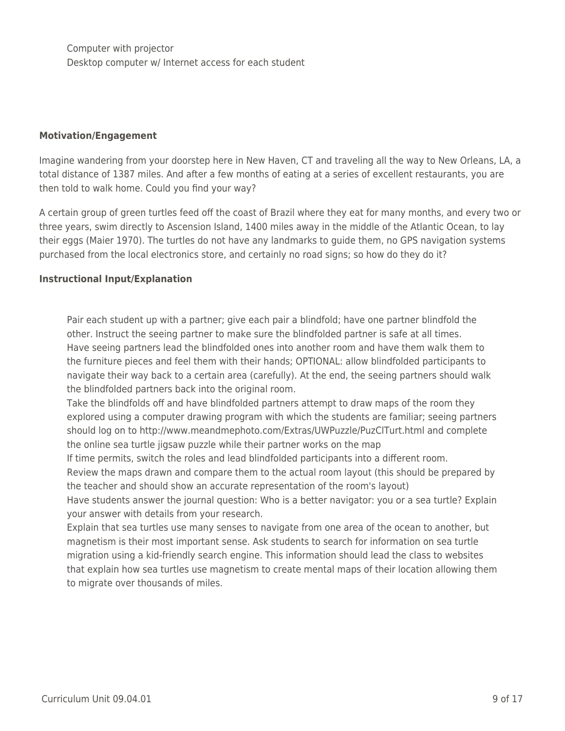Computer with projector
Desktop computer w/ Internet access for each student

**Motivation/Engagement**

Imagine wandering from your doorstep here in New Haven, CT and traveling all the way to New Orleans, LA, a total distance of 1387 miles. And after a few months of eating at a series of excellent restaurants, you are then told to walk home. Could you find your way?

A certain group of green turtles feed off the coast of Brazil where they eat for many months, and every two or three years, swim directly to Ascension Island, 1400 miles away in the middle of the Atlantic Ocean, to lay their eggs (Maier 1970). The turtles do not have any landmarks to guide them, no GPS navigation systems purchased from the local electronics store, and certainly no road signs; so how do they do it?

**Instructional Input/Explanation**

Pair each student up with a partner; give each pair a blindfold; have one partner blindfold the other. Instruct the seeing partner to make sure the blindfolded partner is safe at all times.
Have seeing partners lead the blindfolded ones into another room and have them walk them to the furniture pieces and feel them with their hands; OPTIONAL: allow blindfolded participants to navigate their way back to a certain area (carefully). At the end, the seeing partners should walk the blindfolded partners back into the original room.
Take the blindfolds off and have blindfolded partners attempt to draw maps of the room they explored using a computer drawing program with which the students are familiar; seeing partners should log on to http://www.meandmephoto.com/Extras/UWPuzzle/PuzClTurt.html and complete the online sea turtle jigsaw puzzle while their partner works on the map
If time permits, switch the roles and lead blindfolded participants into a different room.
Review the maps drawn and compare them to the actual room layout (this should be prepared by the teacher and should show an accurate representation of the room's layout)
Have students answer the journal question: Who is a better navigator: you or a sea turtle? Explain your answer with details from your research.
Explain that sea turtles use many senses to navigate from one area of the ocean to another, but magnetism is their most important sense. Ask students to search for information on sea turtle migration using a kid-friendly search engine. This information should lead the class to websites that explain how sea turtles use magnetism to create mental maps of their location allowing them to migrate over thousands of miles.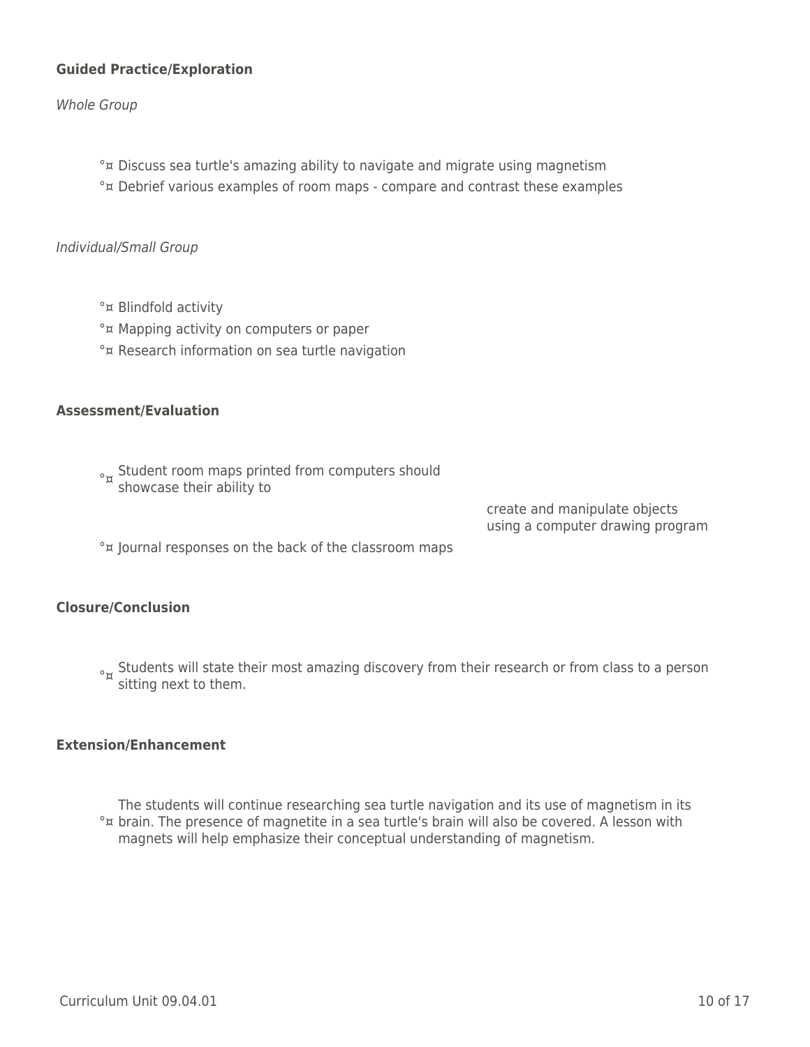**Guided Practice/Exploration**

*Whole Group*

- Discuss sea turtle's amazing ability to navigate and migrate using magnetism
- Debrief various examples of room maps - compare and contrast these examples

*Individual/Small Group*

- Blindfold activity
- Mapping activity on computers or paper
- Research information on sea turtle navigation

**Assessment/Evaluation**

- Student room maps printed from computers should showcase their ability to create and manipulate objects using a computer drawing program
- Journal responses on the back of the classroom maps

**Closure/Conclusion**

- Students will state their most amazing discovery from their research or from class to a person sitting next to them.

**Extension/Enhancement**

- The students will continue researching sea turtle navigation and its use of magnetism in its brain. The presence of magnetite in a sea turtle's brain will also be covered. A lesson with magnets will help emphasize their conceptual understanding of magnetism.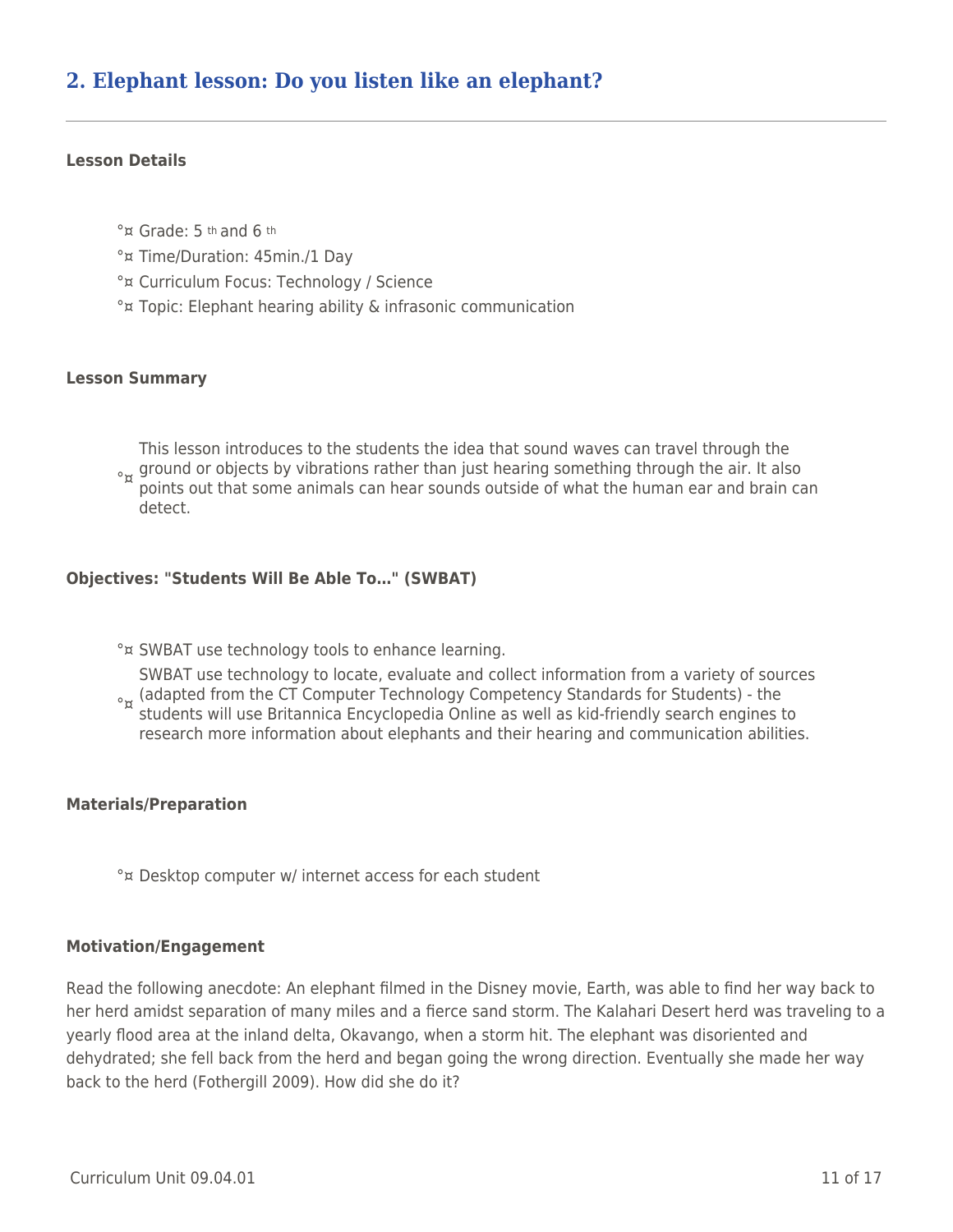## 2. Elephant lesson: Do you listen like an elephant?

#### Lesson Details

- Grade: 5 th and 6 th
- Time/Duration: 45min./1 Day
- Curriculum Focus: Technology / Science
- Topic: Elephant hearing ability & infrasonic communication

#### Lesson Summary

- This lesson introduces to the students the idea that sound waves can travel through the ground or objects by vibrations rather than just hearing something through the air. It also points out that some animals can hear sounds outside of what the human ear and brain can detect.

#### Objectives: "Students Will Be Able To…" (SWBAT)

- SWBAT use technology tools to enhance learning.
- SWBAT use technology to locate, evaluate and collect information from a variety of sources (adapted from the CT Computer Technology Competency Standards for Students) - the students will use Britannica Encyclopedia Online as well as kid-friendly search engines to research more information about elephants and their hearing and communication abilities.

#### Materials/Preparation

- Desktop computer w/ internet access for each student

#### Motivation/Engagement

Read the following anecdote: An elephant filmed in the Disney movie, Earth, was able to find her way back to her herd amidst separation of many miles and a fierce sand storm. The Kalahari Desert herd was traveling to a yearly flood area at the inland delta, Okavango, when a storm hit. The elephant was disoriented and dehydrated; she fell back from the herd and began going the wrong direction. Eventually she made her way back to the herd (Fothergill 2009). How did she do it?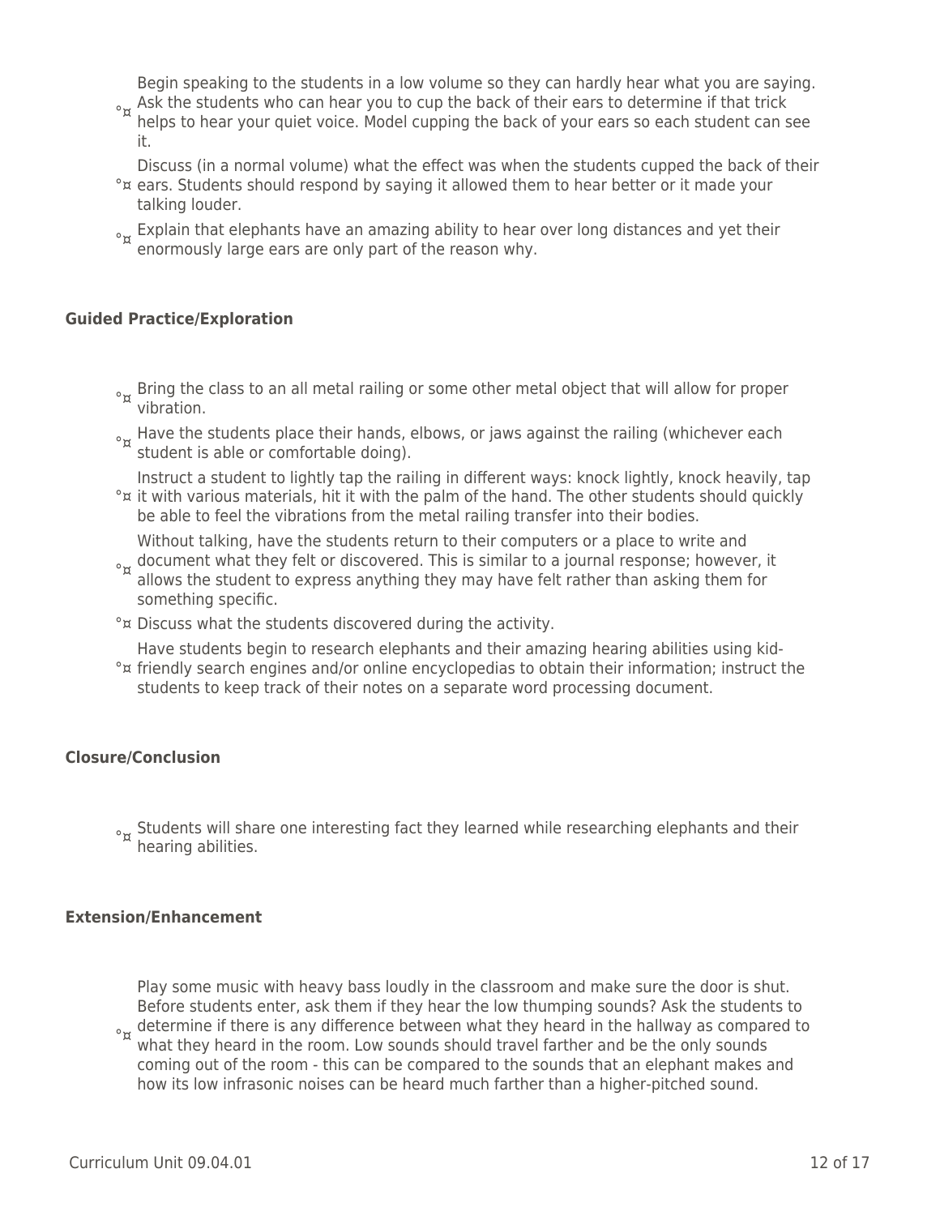- Begin speaking to the students in a low volume so they can hardly hear what you are saying. Ask the students who can hear you to cup the back of their ears to determine if that trick helps to hear your quiet voice. Model cupping the back of your ears so each student can see it.
- Discuss (in a normal volume) what the effect was when the students cupped the back of their ears. Students should respond by saying it allowed them to hear better or it made your talking louder.
- Explain that elephants have an amazing ability to hear over long distances and yet their enormously large ears are only part of the reason why.

**Guided Practice/Exploration**

- Bring the class to an all metal railing or some other metal object that will allow for proper vibration.
- Have the students place their hands, elbows, or jaws against the railing (whichever each student is able or comfortable doing).
- Instruct a student to lightly tap the railing in different ways: knock lightly, knock heavily, tap it with various materials, hit it with the palm of the hand. The other students should quickly be able to feel the vibrations from the metal railing transfer into their bodies.
- Without talking, have the students return to their computers or a place to write and document what they felt or discovered. This is similar to a journal response; however, it allows the student to express anything they may have felt rather than asking them for something specific.
- Discuss what the students discovered during the activity.
- Have students begin to research elephants and their amazing hearing abilities using kid-friendly search engines and/or online encyclopedias to obtain their information; instruct the students to keep track of their notes on a separate word processing document.

**Closure/Conclusion**

- Students will share one interesting fact they learned while researching elephants and their hearing abilities.

**Extension/Enhancement**

- Play some music with heavy bass loudly in the classroom and make sure the door is shut. Before students enter, ask them if they hear the low thumping sounds? Ask the students to determine if there is any difference between what they heard in the hallway as compared to what they heard in the room. Low sounds should travel farther and be the only sounds coming out of the room - this can be compared to the sounds that an elephant makes and how its low infrasonic noises can be heard much farther than a higher-pitched sound.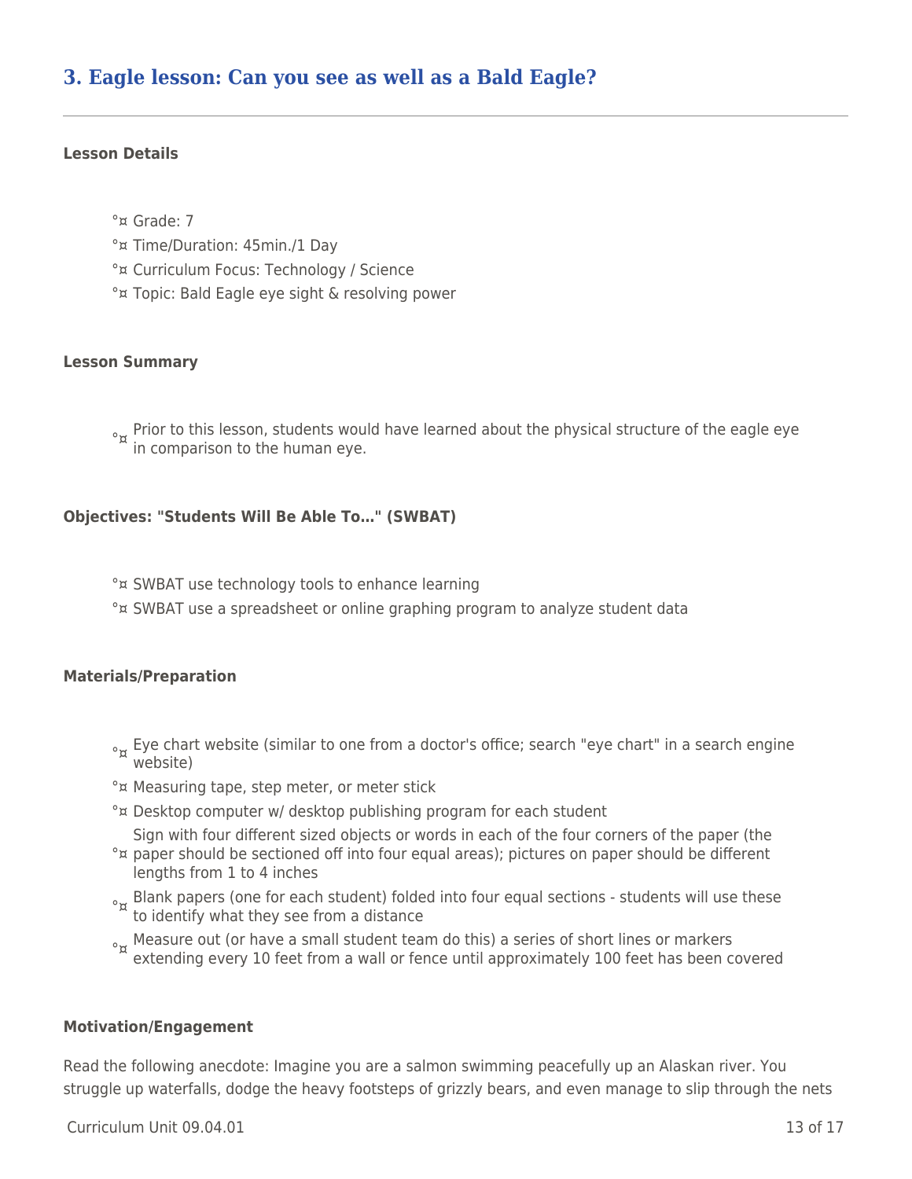## 3. Eagle lesson: Can you see as well as a Bald Eagle?

**Lesson Details**

- Grade: 7
- Time/Duration: 45min./1 Day
- Curriculum Focus: Technology / Science
- Topic: Bald Eagle eye sight & resolving power

**Lesson Summary**

- Prior to this lesson, students would have learned about the physical structure of the eagle eye in comparison to the human eye.

**Objectives: "Students Will Be Able To…" (SWBAT)**

- SWBAT use technology tools to enhance learning
- SWBAT use a spreadsheet or online graphing program to analyze student data

**Materials/Preparation**

- Eye chart website (similar to one from a doctor's office; search "eye chart" in a search engine website)
- Measuring tape, step meter, or meter stick
- Desktop computer w/ desktop publishing program for each student
- Sign with four different sized objects or words in each of the four corners of the paper (the paper should be sectioned off into four equal areas); pictures on paper should be different lengths from 1 to 4 inches
- Blank papers (one for each student) folded into four equal sections - students will use these to identify what they see from a distance
- Measure out (or have a small student team do this) a series of short lines or markers extending every 10 feet from a wall or fence until approximately 100 feet has been covered

**Motivation/Engagement**

Read the following anecdote: Imagine you are a salmon swimming peacefully up an Alaskan river. You struggle up waterfalls, dodge the heavy footsteps of grizzly bears, and even manage to slip through the nets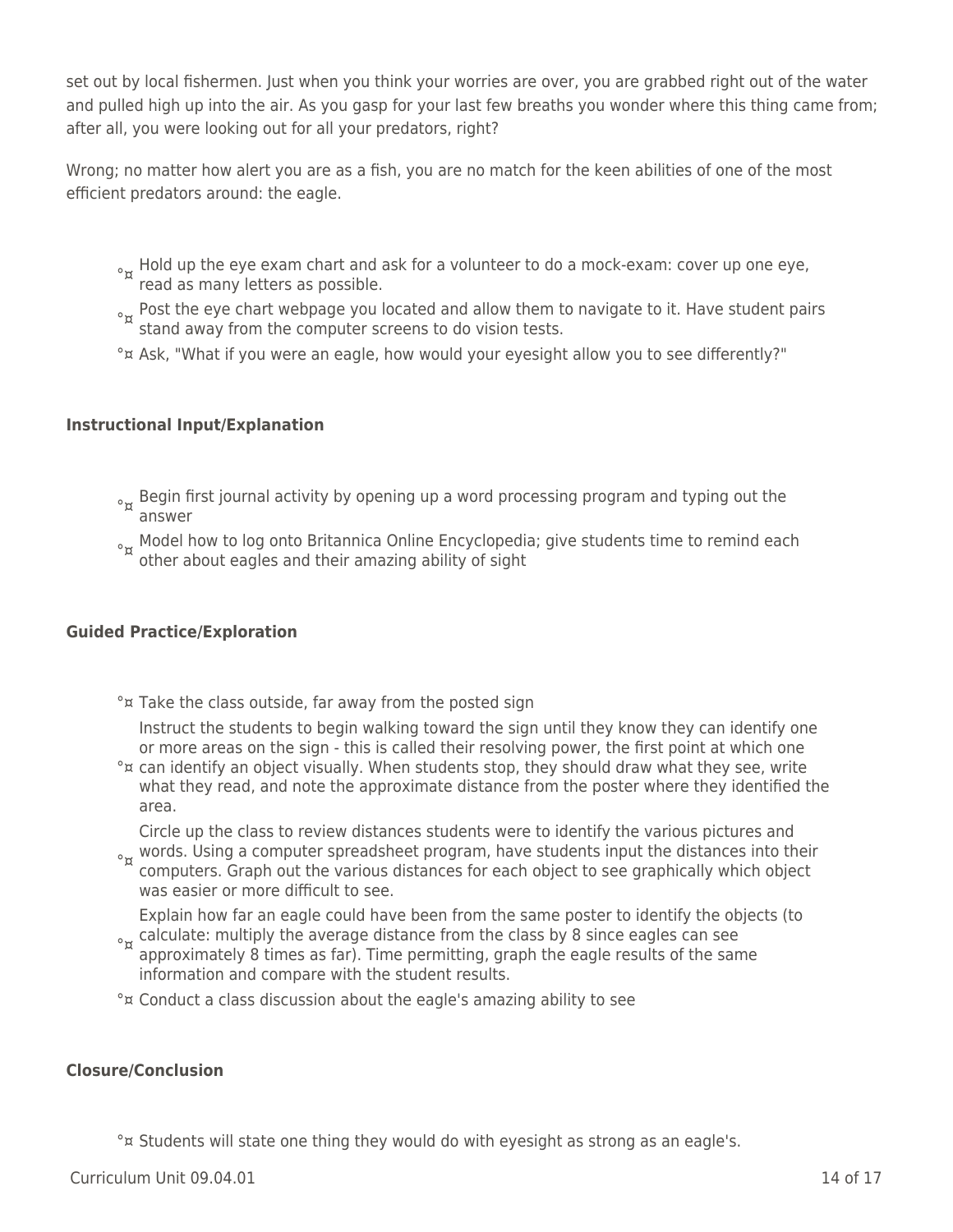set out by local fishermen. Just when you think your worries are over, you are grabbed right out of the water and pulled high up into the air. As you gasp for your last few breaths you wonder where this thing came from; after all, you were looking out for all your predators, right?

Wrong; no matter how alert you are as a fish, you are no match for the keen abilities of one of the most efficient predators around: the eagle.

- Hold up the eye exam chart and ask for a volunteer to do a mock-exam: cover up one eye, read as many letters as possible.
- Post the eye chart webpage you located and allow them to navigate to it. Have student pairs stand away from the computer screens to do vision tests.
- Ask, "What if you were an eagle, how would your eyesight allow you to see differently?"

**Instructional Input/Explanation**

- Begin first journal activity by opening up a word processing program and typing out the answer
- Model how to log onto Britannica Online Encyclopedia; give students time to remind each other about eagles and their amazing ability of sight

**Guided Practice/Exploration**

- Take the class outside, far away from the posted sign
- Instruct the students to begin walking toward the sign until they know they can identify one or more areas on the sign - this is called their resolving power, the first point at which one can identify an object visually. When students stop, they should draw what they see, write what they read, and note the approximate distance from the poster where they identified the area.
- Circle up the class to review distances students were to identify the various pictures and words. Using a computer spreadsheet program, have students input the distances into their computers. Graph out the various distances for each object to see graphically which object was easier or more difficult to see.
- Explain how far an eagle could have been from the same poster to identify the objects (to calculate: multiply the average distance from the class by 8 since eagles can see approximately 8 times as far). Time permitting, graph the eagle results of the same information and compare with the student results.
- Conduct a class discussion about the eagle's amazing ability to see

**Closure/Conclusion**

- Students will state one thing they would do with eyesight as strong as an eagle's.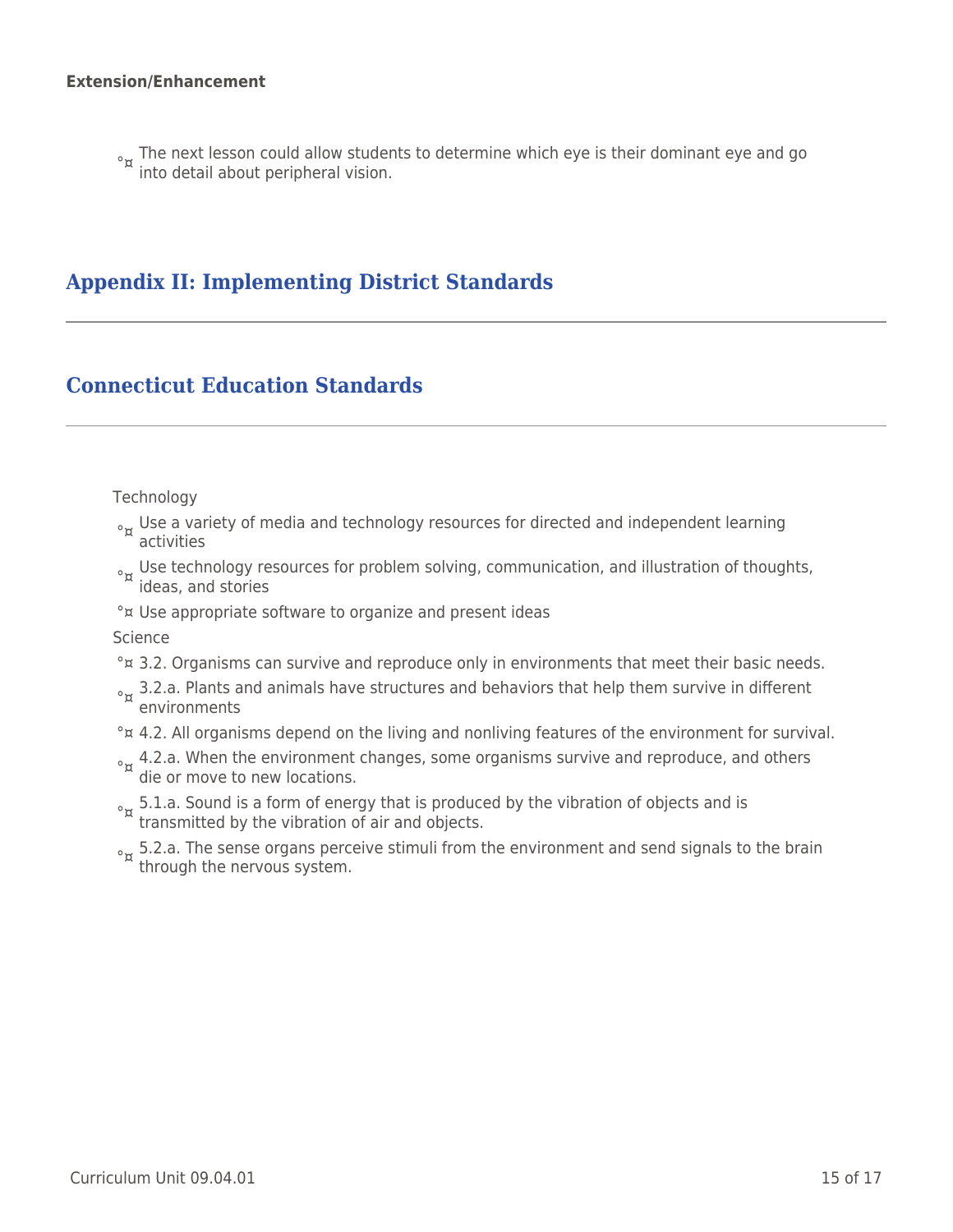**Extension/Enhancement**

- The next lesson could allow students to determine which eye is their dominant eye and go into detail about peripheral vision.

## Appendix II: Implementing District Standards

## Connecticut Education Standards

Technology

- Use a variety of media and technology resources for directed and independent learning activities
- Use technology resources for problem solving, communication, and illustration of thoughts, ideas, and stories
- Use appropriate software to organize and present ideas

Science

- 3.2. Organisms can survive and reproduce only in environments that meet their basic needs.
- 3.2.a. Plants and animals have structures and behaviors that help them survive in different environments
- 4.2. All organisms depend on the living and nonliving features of the environment for survival.
- 4.2.a. When the environment changes, some organisms survive and reproduce, and others die or move to new locations.
- 5.1.a. Sound is a form of energy that is produced by the vibration of objects and is transmitted by the vibration of air and objects.
- 5.2.a. The sense organs perceive stimuli from the environment and send signals to the brain through the nervous system.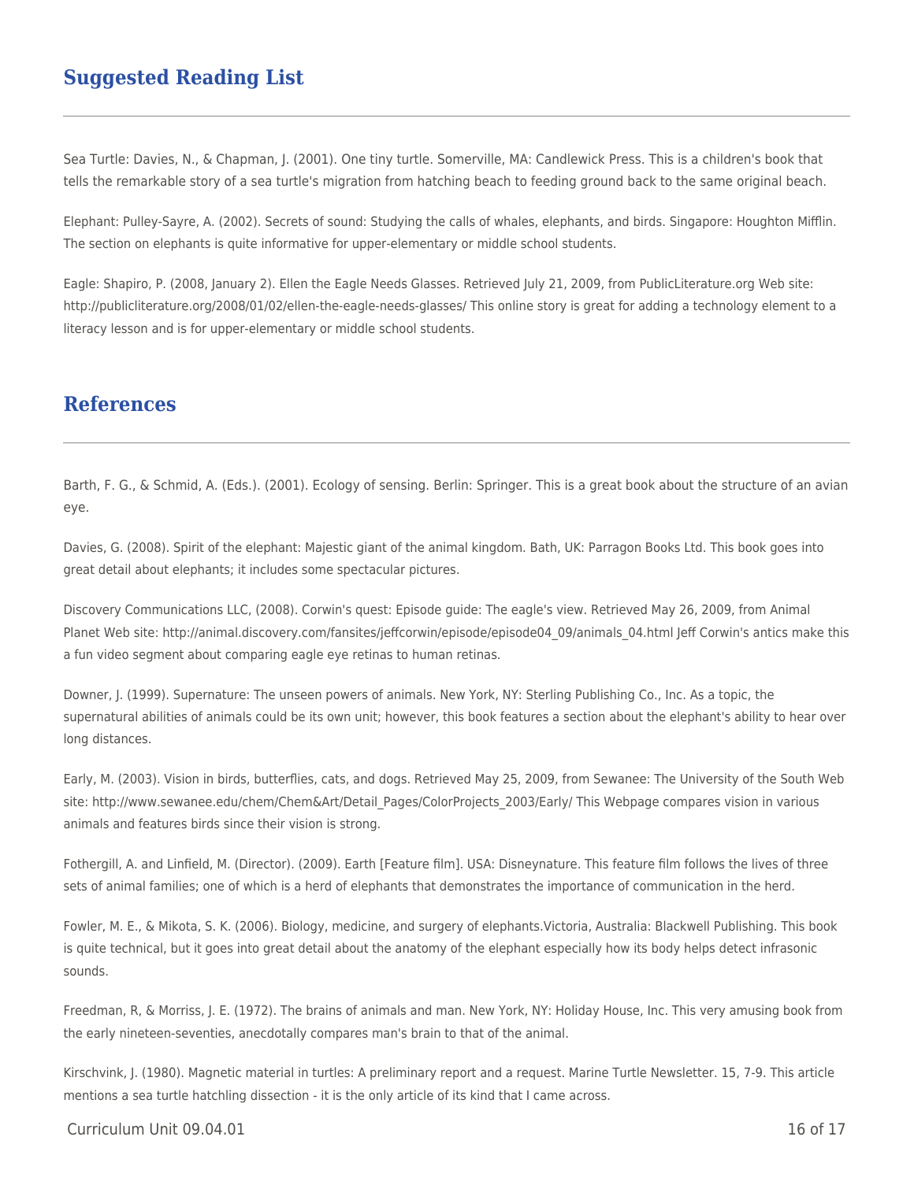## Suggested Reading List

Sea Turtle: Davies, N., & Chapman, J. (2001). One tiny turtle. Somerville, MA: Candlewick Press. This is a children's book that tells the remarkable story of a sea turtle's migration from hatching beach to feeding ground back to the same original beach.

Elephant: Pulley-Sayre, A. (2002). Secrets of sound: Studying the calls of whales, elephants, and birds. Singapore: Houghton Mifflin. The section on elephants is quite informative for upper-elementary or middle school students.

Eagle: Shapiro, P. (2008, January 2). Ellen the Eagle Needs Glasses. Retrieved July 21, 2009, from PublicLiterature.org Web site: http://publicliterature.org/2008/01/02/ellen-the-eagle-needs-glasses/ This online story is great for adding a technology element to a literacy lesson and is for upper-elementary or middle school students.

## References

Barth, F. G., & Schmid, A. (Eds.). (2001). Ecology of sensing. Berlin: Springer. This is a great book about the structure of an avian eye.

Davies, G. (2008). Spirit of the elephant: Majestic giant of the animal kingdom. Bath, UK: Parragon Books Ltd. This book goes into great detail about elephants; it includes some spectacular pictures.

Discovery Communications LLC, (2008). Corwin's quest: Episode guide: The eagle's view. Retrieved May 26, 2009, from Animal Planet Web site: http://animal.discovery.com/fansites/jeffcorwin/episode/episode04_09/animals_04.html Jeff Corwin's antics make this a fun video segment about comparing eagle eye retinas to human retinas.

Downer, J. (1999). Supernature: The unseen powers of animals. New York, NY: Sterling Publishing Co., Inc. As a topic, the supernatural abilities of animals could be its own unit; however, this book features a section about the elephant's ability to hear over long distances.

Early, M. (2003). Vision in birds, butterflies, cats, and dogs. Retrieved May 25, 2009, from Sewanee: The University of the South Web site: http://www.sewanee.edu/chem/Chem&Art/Detail_Pages/ColorProjects_2003/Early/ This Webpage compares vision in various animals and features birds since their vision is strong.

Fothergill, A. and Linfield, M. (Director). (2009). Earth [Feature film]. USA: Disneynature. This feature film follows the lives of three sets of animal families; one of which is a herd of elephants that demonstrates the importance of communication in the herd.

Fowler, M. E., & Mikota, S. K. (2006). Biology, medicine, and surgery of elephants.Victoria, Australia: Blackwell Publishing. This book is quite technical, but it goes into great detail about the anatomy of the elephant especially how its body helps detect infrasonic sounds.

Freedman, R, & Morriss, J. E. (1972). The brains of animals and man. New York, NY: Holiday House, Inc. This very amusing book from the early nineteen-seventies, anecdotally compares man's brain to that of the animal.

Kirschvink, J. (1980). Magnetic material in turtles: A preliminary report and a request. Marine Turtle Newsletter. 15, 7-9. This article mentions a sea turtle hatchling dissection - it is the only article of its kind that I came across.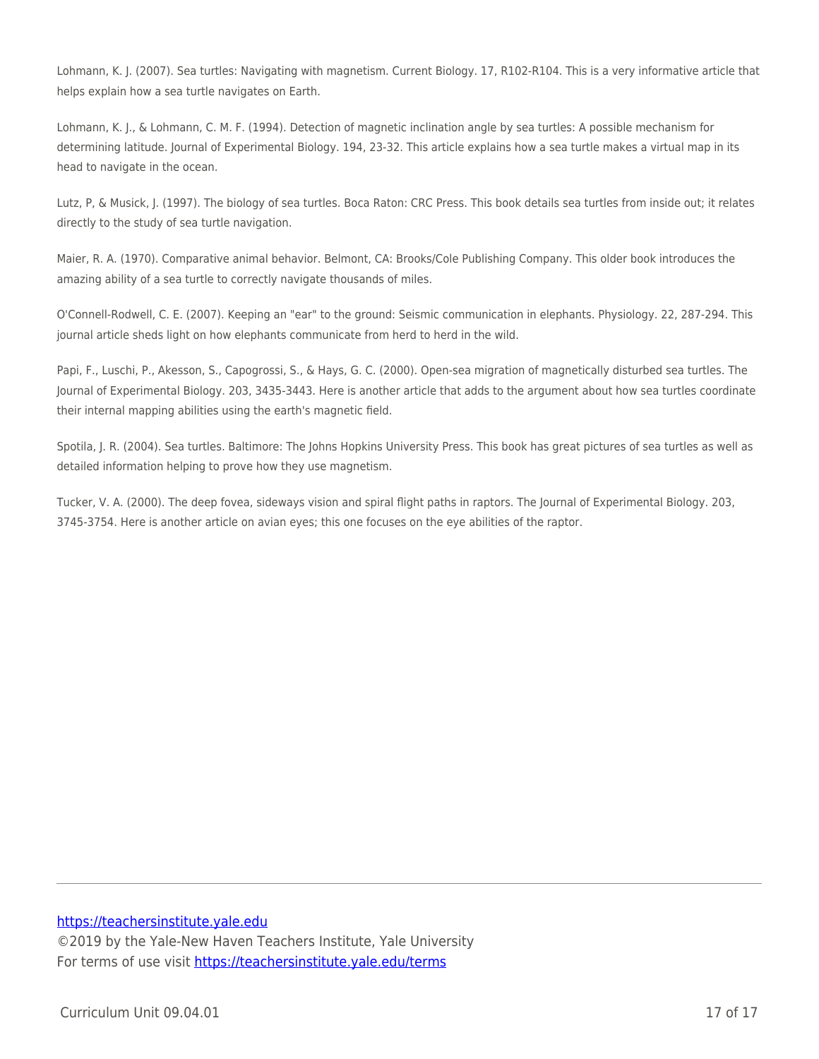Lohmann, K. J. (2007). Sea turtles: Navigating with magnetism. Current Biology. 17, R102-R104. This is a very informative article that helps explain how a sea turtle navigates on Earth.

Lohmann, K. J., & Lohmann, C. M. F. (1994). Detection of magnetic inclination angle by sea turtles: A possible mechanism for determining latitude. Journal of Experimental Biology. 194, 23-32. This article explains how a sea turtle makes a virtual map in its head to navigate in the ocean.

Lutz, P, & Musick, J. (1997). The biology of sea turtles. Boca Raton: CRC Press. This book details sea turtles from inside out; it relates directly to the study of sea turtle navigation.

Maier, R. A. (1970). Comparative animal behavior. Belmont, CA: Brooks/Cole Publishing Company. This older book introduces the amazing ability of a sea turtle to correctly navigate thousands of miles.

O'Connell-Rodwell, C. E. (2007). Keeping an "ear" to the ground: Seismic communication in elephants. Physiology. 22, 287-294. This journal article sheds light on how elephants communicate from herd to herd in the wild.

Papi, F., Luschi, P., Akesson, S., Capogrossi, S., & Hays, G. C. (2000). Open-sea migration of magnetically disturbed sea turtles. The Journal of Experimental Biology. 203, 3435-3443. Here is another article that adds to the argument about how sea turtles coordinate their internal mapping abilities using the earth's magnetic field.

Spotila, J. R. (2004). Sea turtles. Baltimore: The Johns Hopkins University Press. This book has great pictures of sea turtles as well as detailed information helping to prove how they use magnetism.

Tucker, V. A. (2000). The deep fovea, sideways vision and spiral flight paths in raptors. The Journal of Experimental Biology. 203, 3745-3754. Here is another article on avian eyes; this one focuses on the eye abilities of the raptor.

https://teachersinstitute.yale.edu

©2019 by the Yale-New Haven Teachers Institute, Yale University
For terms of use visit https://teachersinstitute.yale.edu/terms